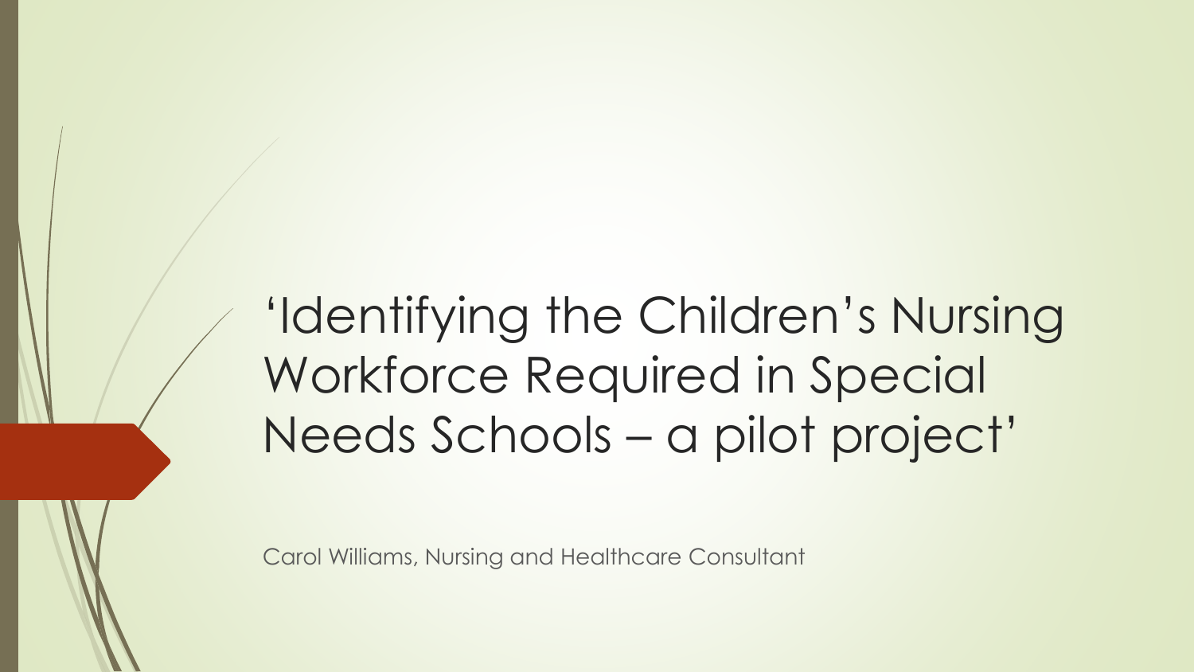# 'Identifying the Children's Nursing Workforce Required in Special Needs Schools – a pilot project'

Carol Williams, Nursing and Healthcare Consultant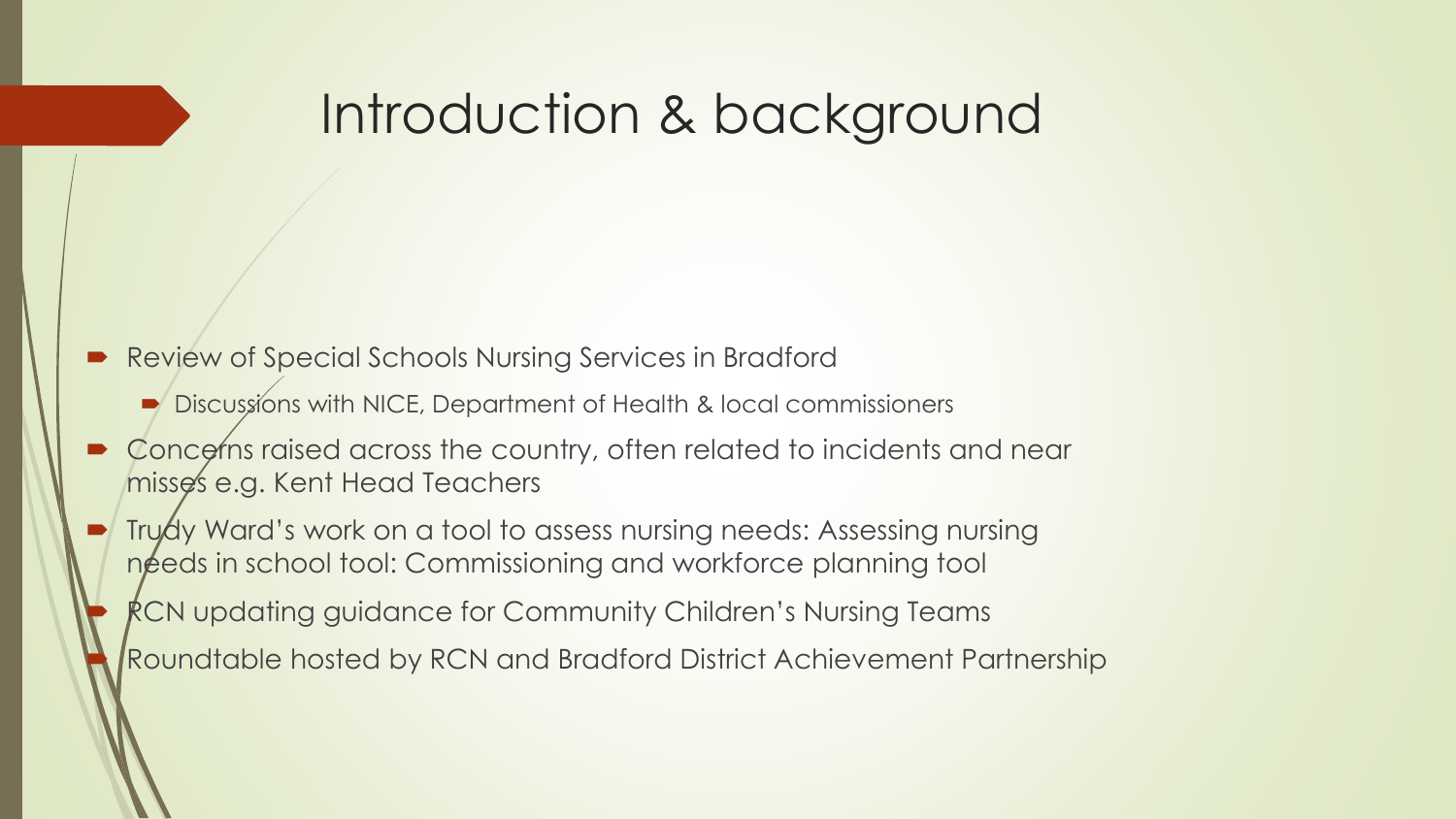# Introduction & background

- Review of Special Schools Nursing Services in Bradford
  - Discussions with NICE, Department of Health & local commissioners
- Concerns raised across the country, often related to incidents and near misses e.g. Kent Head Teachers
- Trudy Ward's work on a tool to assess nursing needs: Assessing nursing needs in school tool: Commissioning and workforce planning tool
- RCN updating guidance for Community Children's Nursing Teams
- Roundtable hosted by RCN and Bradford District Achievement Partnership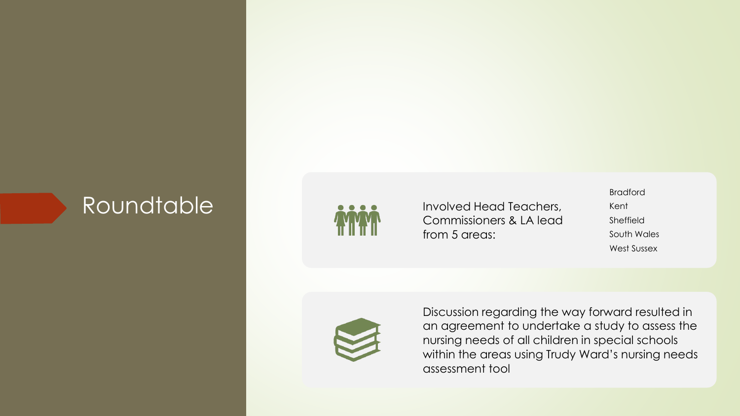# Roundtable

Involved Head Teachers, Commissioners & LA lead from 5 areas:

- Bradford
- Kent
- Sheffield
- South Wales
- West Sussex

Discussion regarding the way forward resulted in an agreement to undertake a study to assess the nursing needs of all children in special schools within the areas using Trudy Ward's nursing needs assessment tool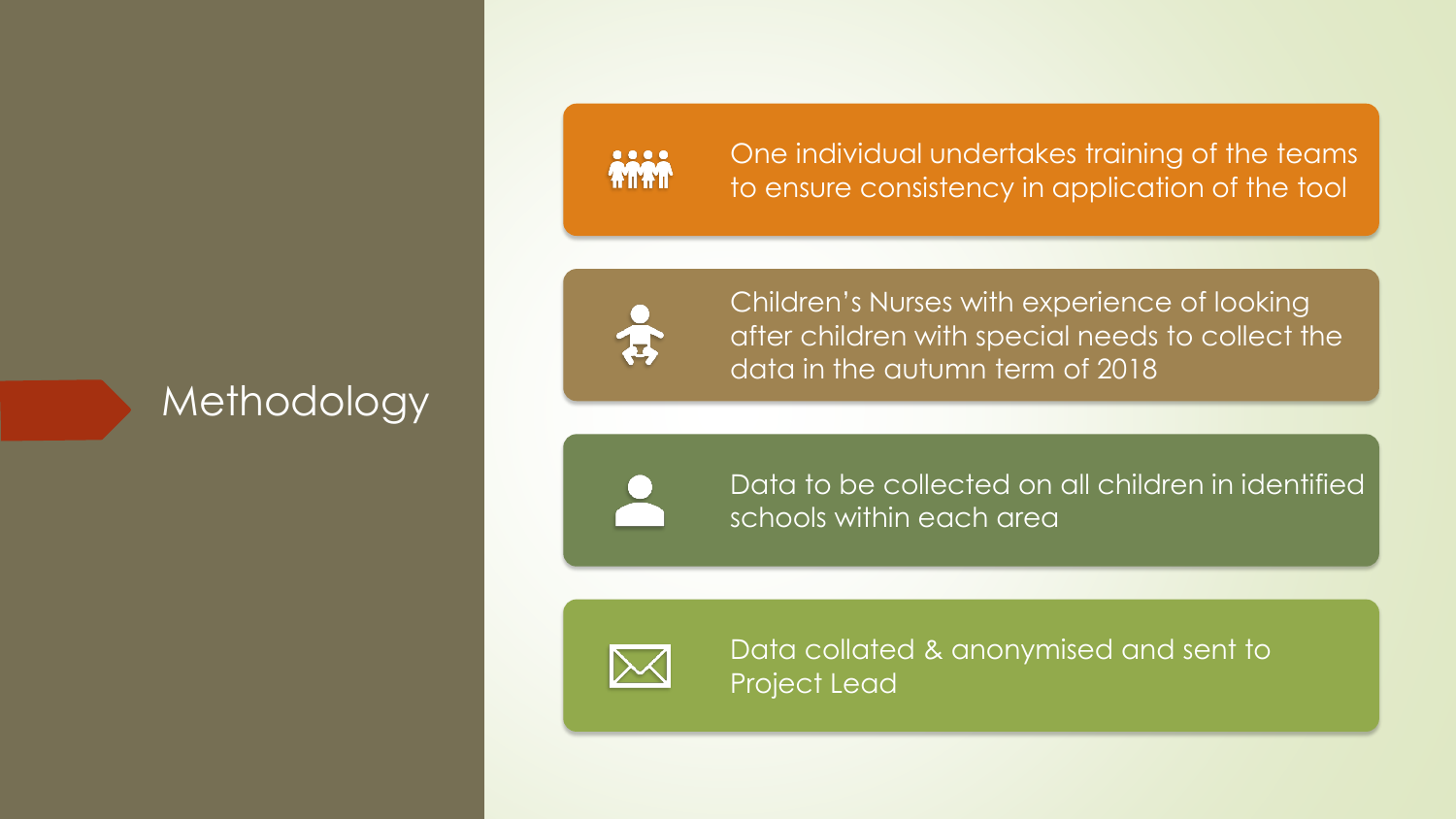# Methodology

- One individual undertakes training of the teams to ensure consistency in application of the tool
- Children's Nurses with experience of looking after children with special needs to collect the data in the autumn term of 2018
- Data to be collected on all children in identified schools within each area
- Data collated & anonymised and sent to Project Lead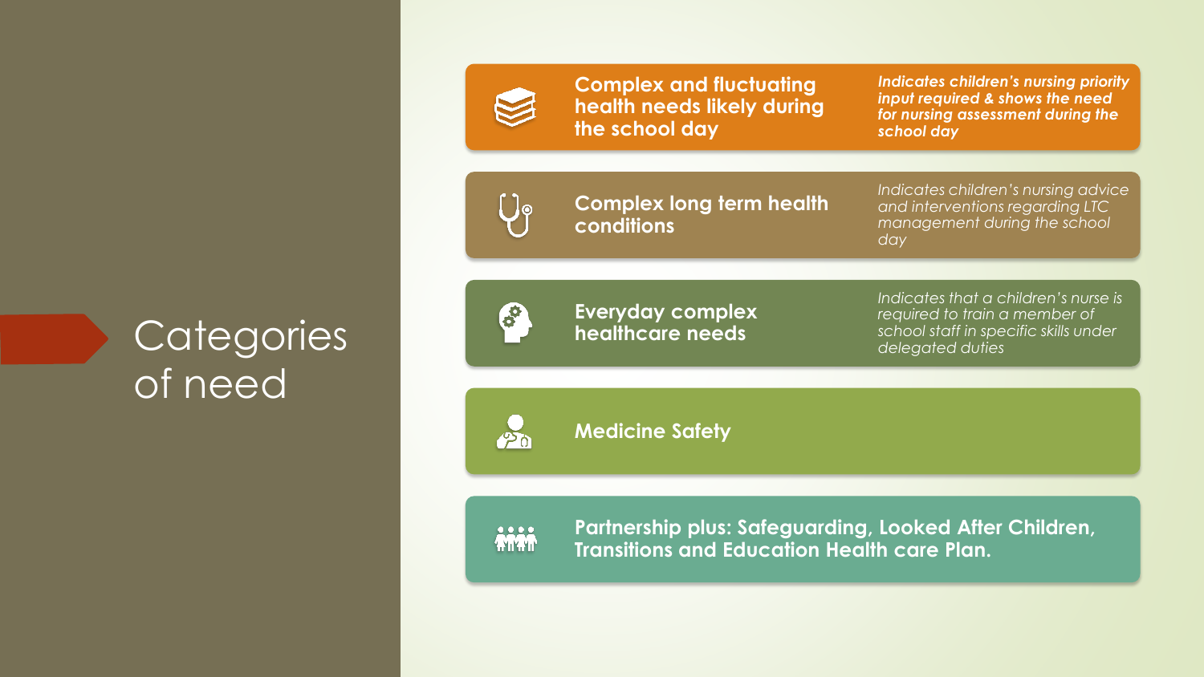# Categories of need

**Complex and fluctuating health needs likely during the school day**

***Indicates children's nursing priority input required & shows the need for nursing assessment during the school day***

**Complex long term health conditions**

*Indicates children's nursing advice and interventions regarding LTC management during the school day*

**Everyday complex healthcare needs**

*Indicates that a children's nurse is required to train a member of school staff in specific skills under delegated duties*

**Medicine Safety**

**Partnership plus: Safeguarding, Looked After Children, Transitions and Education Health care Plan.**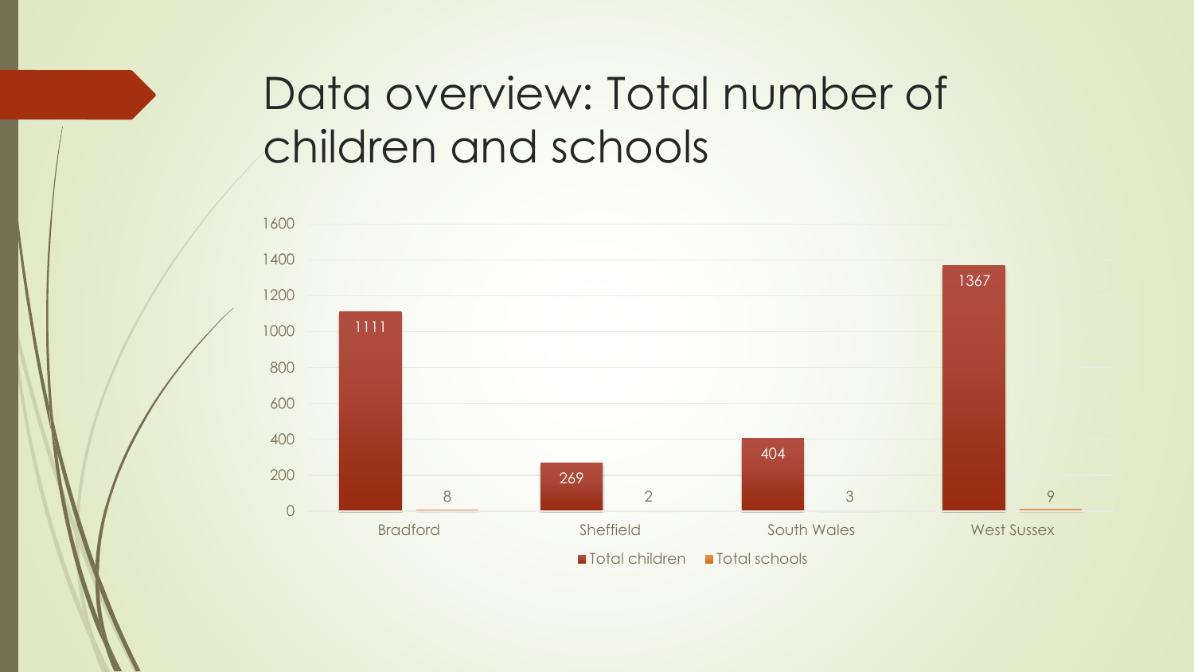# Data overview: Total number of children and schools

| | Total children | Total schools |
| --- | --- | --- |
| Bradford | 1111 | 8 |
| Sheffield | 269 | 2 |
| South Wales | 404 | 3 |
| West Sussex | 1367 | 9 |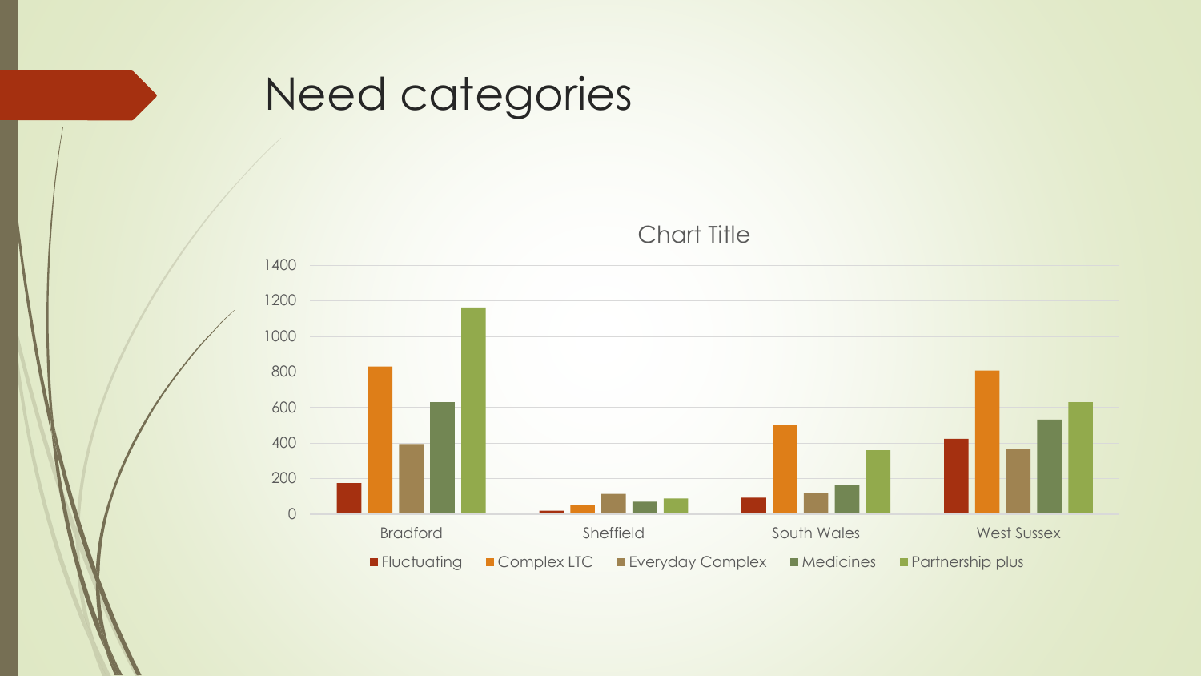# Need categories

Chart Title

| | Fluctuating | Complex LTC | Everyday Complex | Medicines | Partnership plus |
|---|---|---|---|---|---|
| Bradford | 175 | 830 | 395 | 630 | 1160 |
| Sheffield | 20 | 50 | 115 | 70 | 85 |
| South Wales | 90 | 500 | 115 | 165 | 360 |
| West Sussex | 420 | 805 | 370 | 530 | 630 |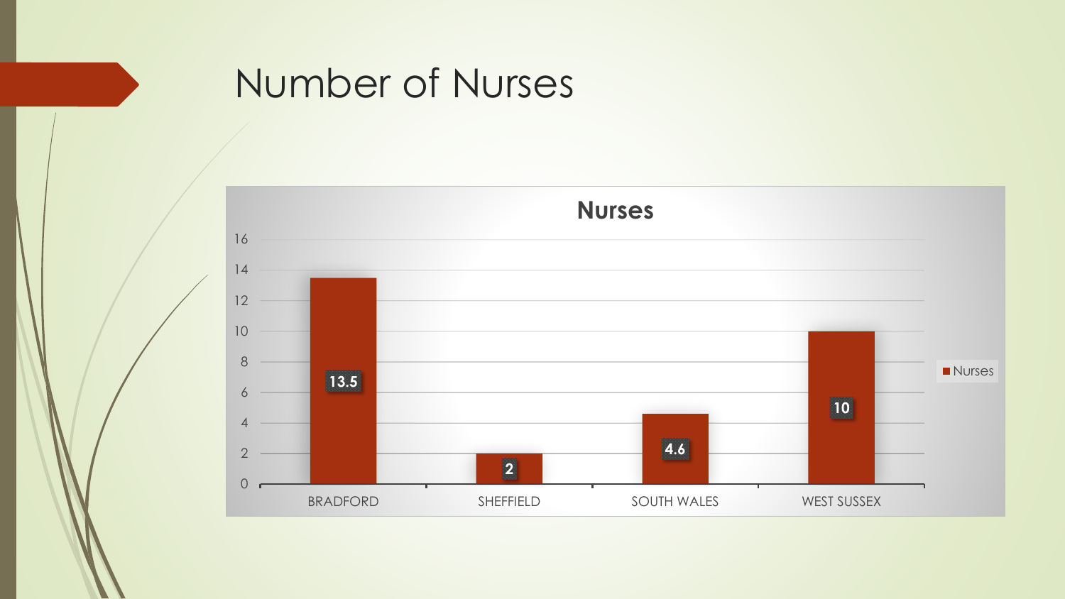# Number of Nurses

**Nurses**

| | Nurses |
|---|---|
| BRADFORD | 13.5 |
| SHEFFIELD | 2 |
| SOUTH WALES | 4.6 |
| WEST SUSSEX | 10 |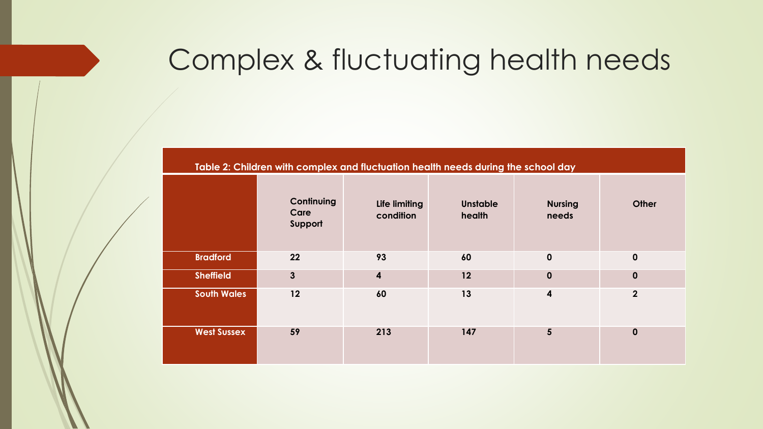# Complex & fluctuating health needs

**Table 2: Children with complex and fluctuation health needs during the school day**

| | Continuing Care Support | Life limiting condition | Unstable health | Nursing needs | Other |
|---|---|---|---|---|---|
| **Bradford** | 22 | 93 | 60 | 0 | 0 |
| **Sheffield** | 3 | 4 | 12 | 0 | 0 |
| **South Wales** | 12 | 60 | 13 | 4 | 2 |
| **West Sussex** | 59 | 213 | 147 | 5 | 0 |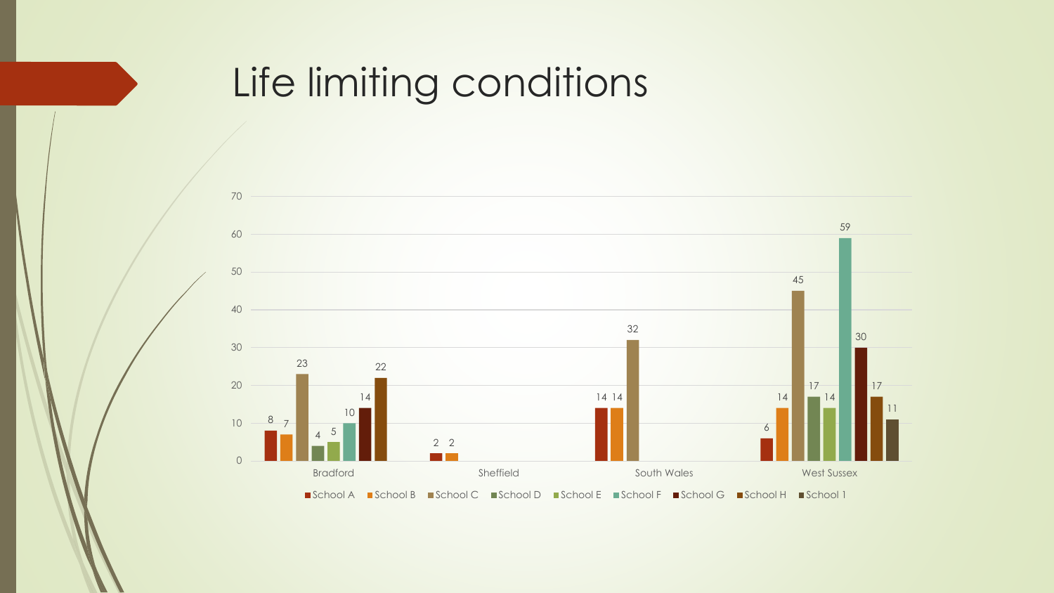# Life limiting conditions

| | School A | School B | School C | School D | School E | School F | School G | School H | School 1 |
|---|---|---|---|---|---|---|---|---|---|
| Bradford | 8 | 7 | 23 | 4 | 5 | 10 | 14 | 22 | |
| Sheffield | 2 | 2 | | | | | | | |
| South Wales | 14 | 14 | 32 | | | | | | |
| West Sussex | 6 | 14 | 45 | 17 | 14 | 59 | 30 | 17 | 11 |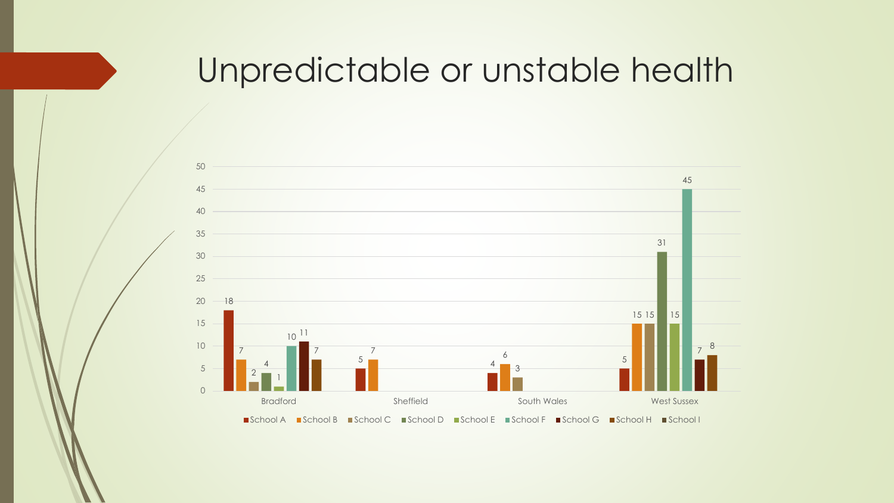# Unpredictable or unstable health

| | School A | School B | School C | School D | School E | School F | School G | School H | School I |
|---|---|---|---|---|---|---|---|---|---|
| Bradford | 18 | 7 | 2 | 4 | 1 | 10 | 11 | 7 | |
| Sheffield | 5 | 7 | | | | | | | |
| South Wales | 4 | 6 | 3 | | | | | | |
| West Sussex | 5 | 15 | 15 | 31 | 15 | 45 | 7 | 8 | |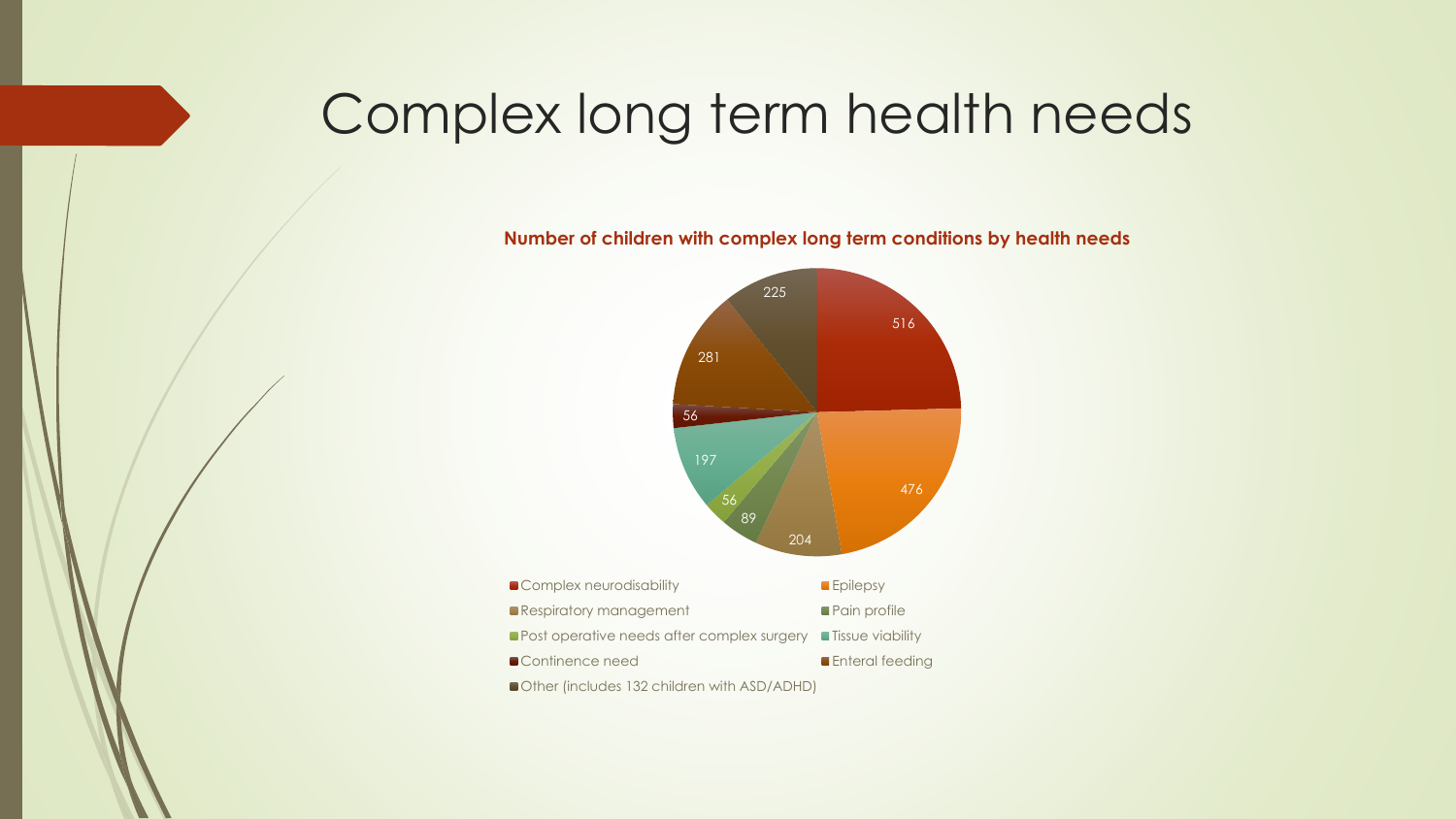# Complex long term health needs

**Number of children with complex long term conditions by health needs**

| Health need | Number of children |
| --- | --- |
| Complex neurodisability | 516 |
| Epilepsy | 476 |
| Respiratory management | 204 |
| Pain profile | 89 |
| Post operative needs after complex surgery | 56 |
| Tissue viability | 197 |
| Continence need | 56 |
| Enteral feeding | 281 |
| Other (includes 132 children with ASD/ADHD) | 225 |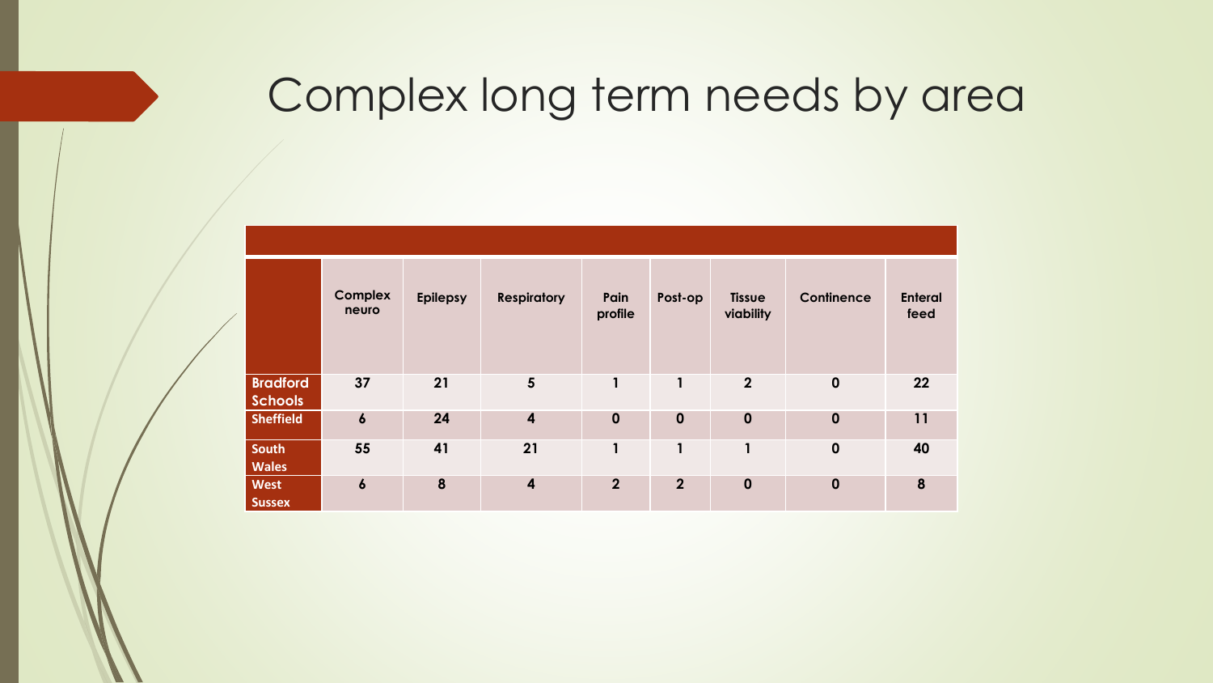# Complex long term needs by area

| | Complex neuro | Epilepsy | Respiratory | Pain profile | Post-op | Tissue viability | Continence | Enteral feed |
|---|---|---|---|---|---|---|---|---|
| **Bradford Schools** | 37 | 21 | 5 | 1 | 1 | 2 | 0 | 22 |
| **Sheffield** | 6 | 24 | 4 | 0 | 0 | 0 | 0 | 11 |
| **South Wales** | 55 | 41 | 21 | 1 | 1 | 1 | 0 | 40 |
| **West Sussex** | 6 | 8 | 4 | 2 | 2 | 0 | 0 | 8 |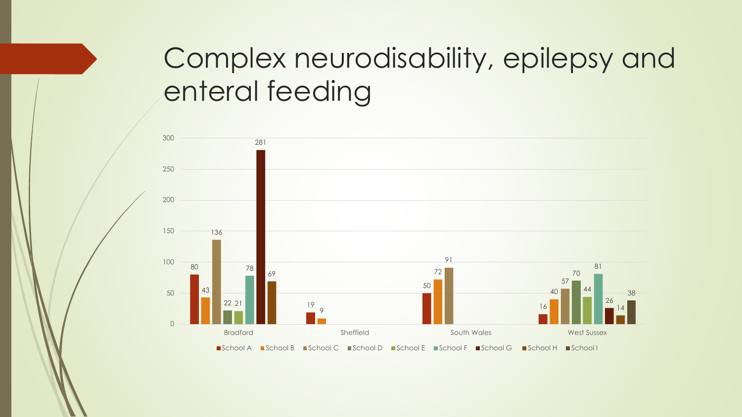# Complex neurodisability, epilepsy and enteral feeding

| | School A | School B | School C | School D | School E | School F | School G | School H | School I |
|---|---|---|---|---|---|---|---|---|---|
| Bradford | 80 | 43 | 136 | 22 | 21 | 78 | 281 | 69 | |
| Sheffield | 19 | 9 | | | | | | | |
| South Wales | 50 | 72 | 91 | | | | | | |
| West Sussex | 16 | 40 | 57 | 70 | 44 | 81 | 26 | 14 | 38 |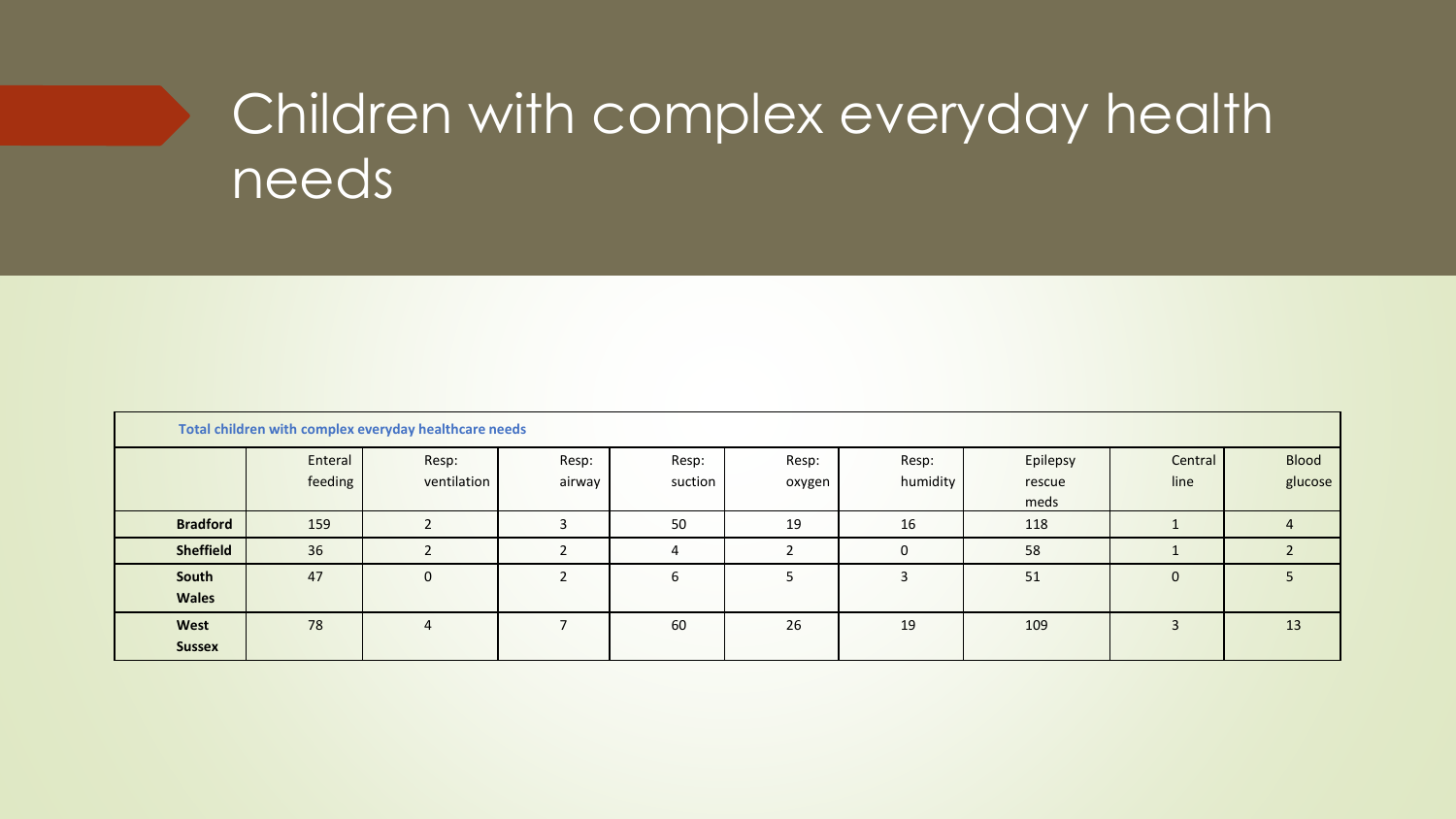# Children with complex everyday health needs

| Total children with complex everyday healthcare needs | | | | | | | | | |
|---|---|---|---|---|---|---|---|---|---|
| | Enteral feeding | Resp: ventilation | Resp: airway | Resp: suction | Resp: oxygen | Resp: humidity | Epilepsy rescue meds | Central line | Blood glucose |
| **Bradford** | 159 | 2 | 3 | 50 | 19 | 16 | 118 | 1 | 4 |
| **Sheffield** | 36 | 2 | 2 | 4 | 2 | 0 | 58 | 1 | 2 |
| **South Wales** | 47 | 0 | 2 | 6 | 5 | 3 | 51 | 0 | 5 |
| **West Sussex** | 78 | 4 | 7 | 60 | 26 | 19 | 109 | 3 | 13 |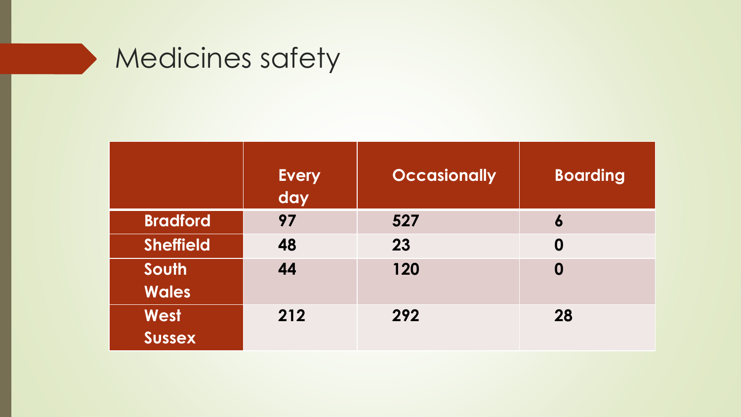# Medicines safety

| | Every day | Occasionally | Boarding |
|---|---|---|---|
| **Bradford** | **97** | **527** | **6** |
| **Sheffield** | **48** | **23** | **0** |
| **South Wales** | **44** | **120** | **0** |
| **West Sussex** | **212** | **292** | **28** |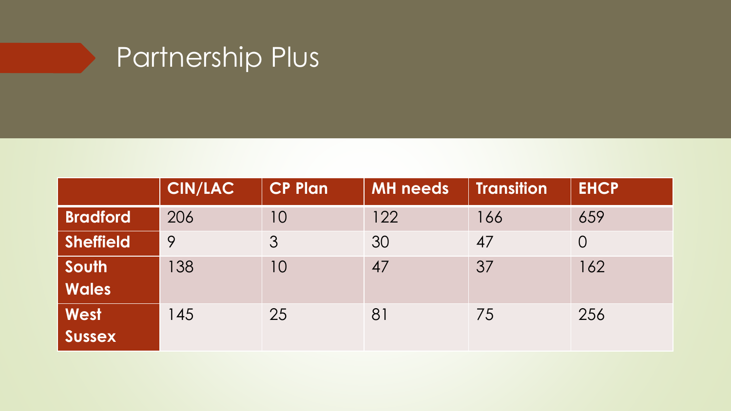# Partnership Plus

| | CIN/LAC | CP Plan | MH needs | Transition | EHCP |
|---|---|---|---|---|---|
| **Bradford** | 206 | 10 | 122 | 166 | 659 |
| **Sheffield** | 9 | 3 | 30 | 47 | 0 |
| **South Wales** | 138 | 10 | 47 | 37 | 162 |
| **West Sussex** | 145 | 25 | 81 | 75 | 256 |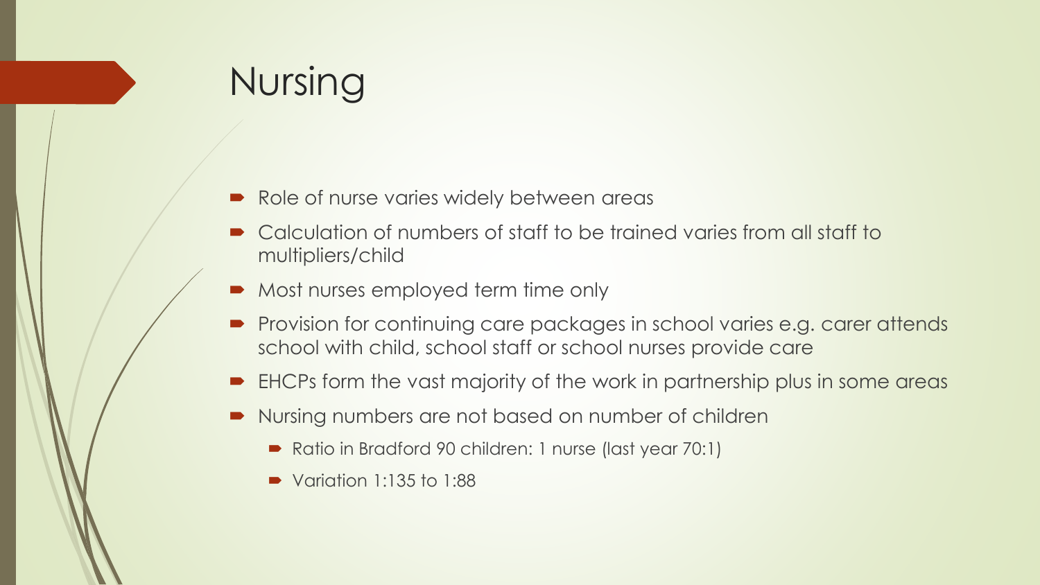# Nursing

- Role of nurse varies widely between areas
- Calculation of numbers of staff to be trained varies from all staff to multipliers/child
- Most nurses employed term time only
- Provision for continuing care packages in school varies e.g. carer attends school with child, school staff or school nurses provide care
- EHCPs form the vast majority of the work in partnership plus in some areas
- Nursing numbers are not based on number of children
  - Ratio in Bradford 90 children: 1 nurse (last year 70:1)
  - Variation 1:135 to 1:88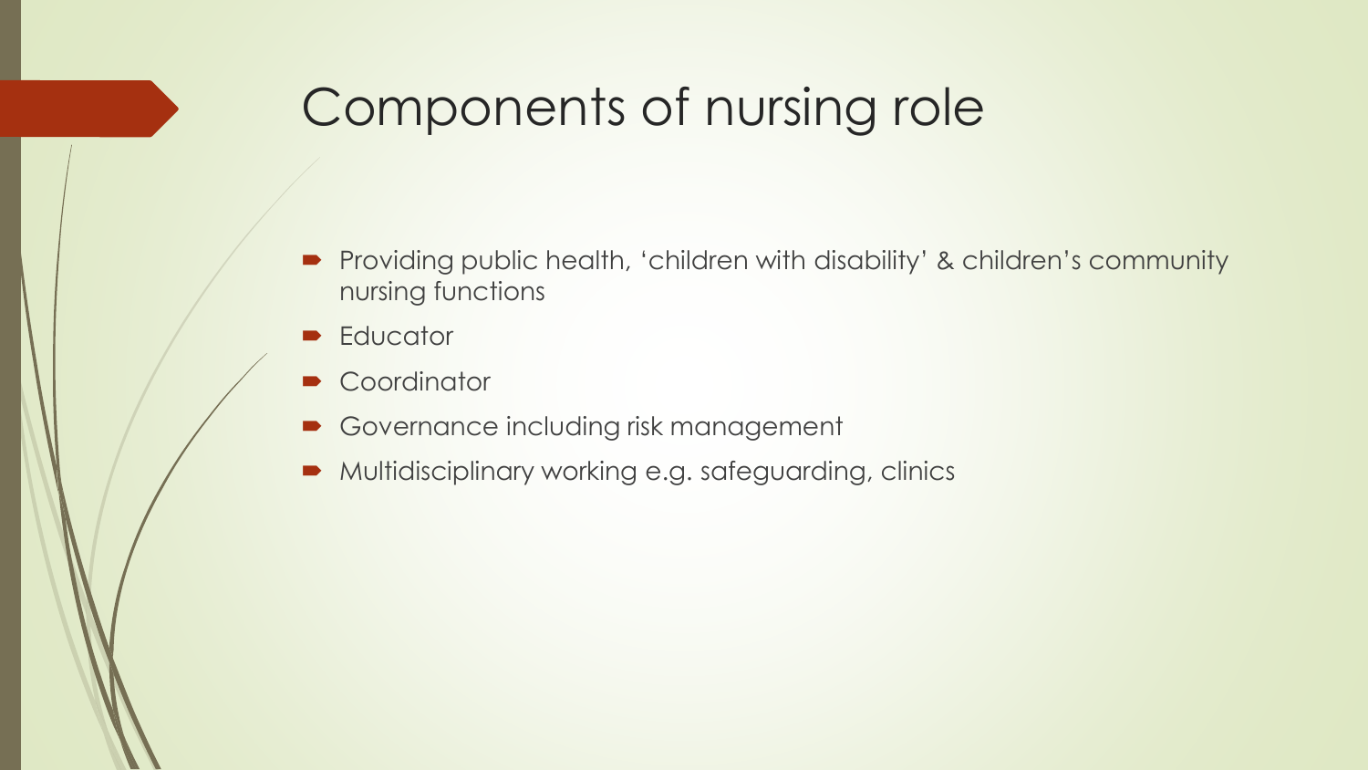# Components of nursing role

- Providing public health, 'children with disability' & children's community nursing functions
- Educator
- Coordinator
- Governance including risk management
- Multidisciplinary working e.g. safeguarding, clinics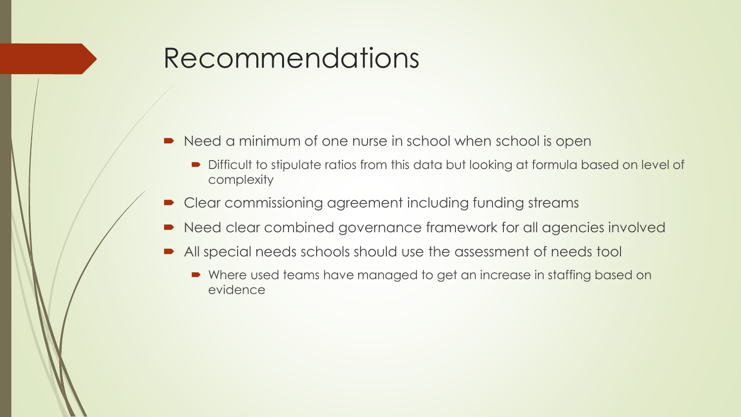# Recommendations

- Need a minimum of one nurse in school when school is open
  - Difficult to stipulate ratios from this data but looking at formula based on level of complexity
- Clear commissioning agreement including funding streams
- Need clear combined governance framework for all agencies involved
- All special needs schools should use the assessment of needs tool
  - Where used teams have managed to get an increase in staffing based on evidence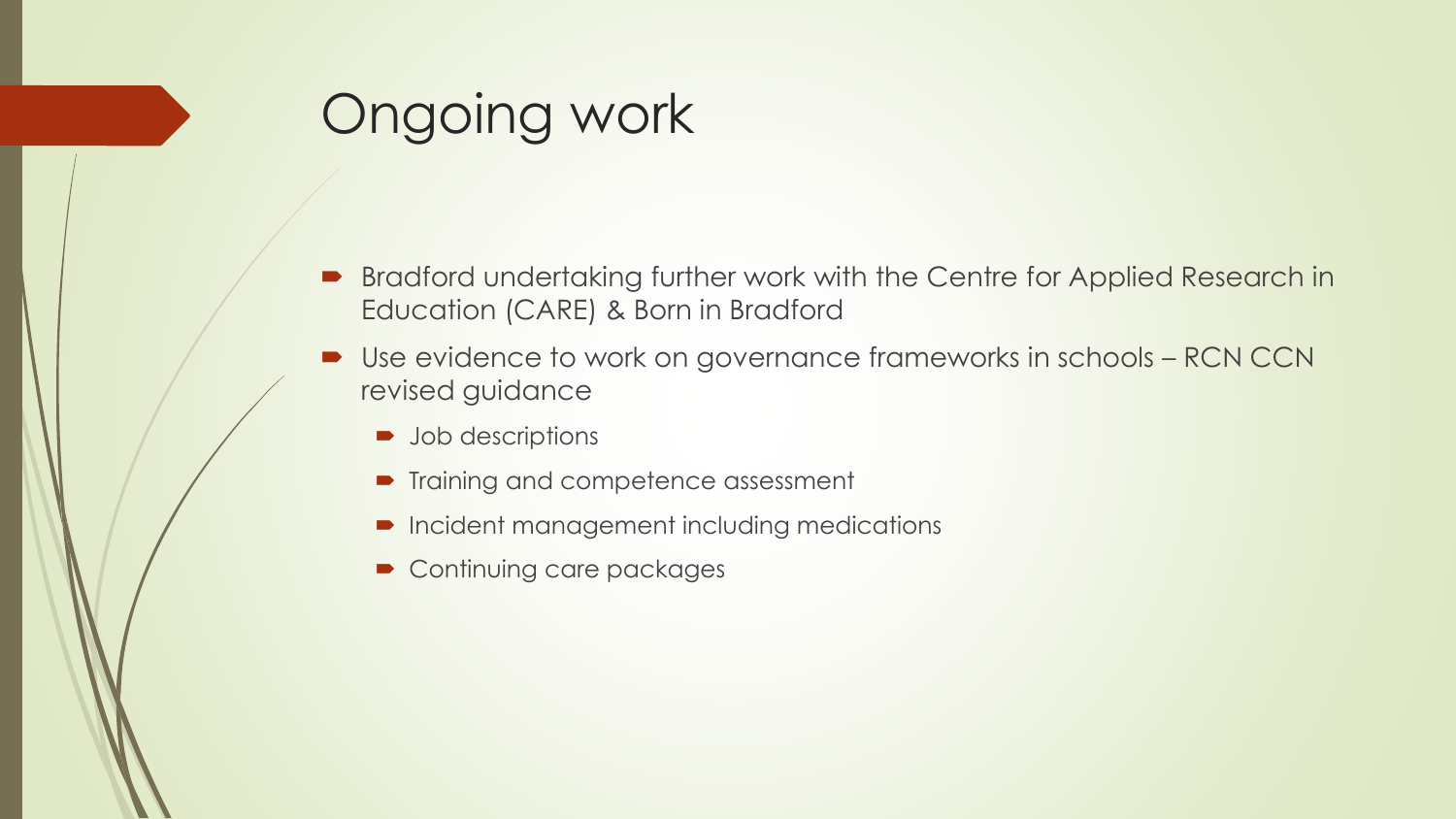# Ongoing work

- Bradford undertaking further work with the Centre for Applied Research in Education (CARE) & Born in Bradford
- Use evidence to work on governance frameworks in schools – RCN CCN revised guidance
  - Job descriptions
  - Training and competence assessment
  - Incident management including medications
  - Continuing care packages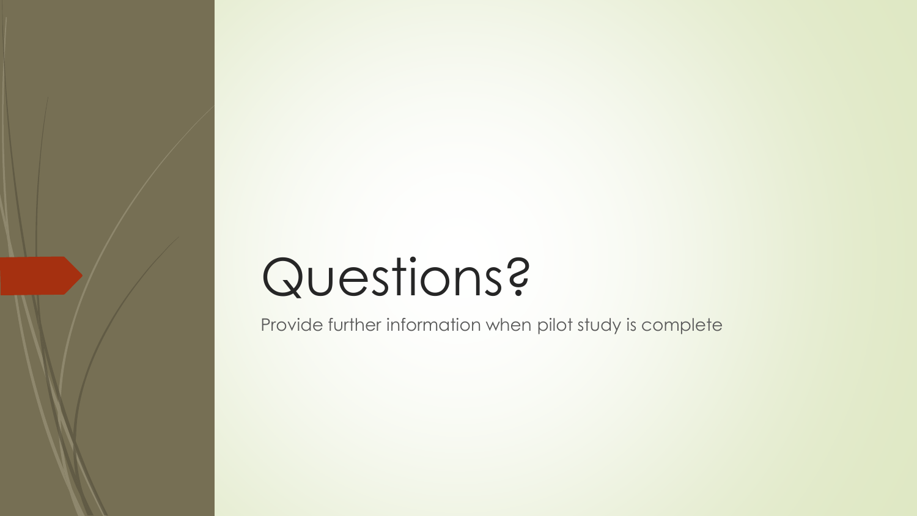# Questions?

Provide further information when pilot study is complete